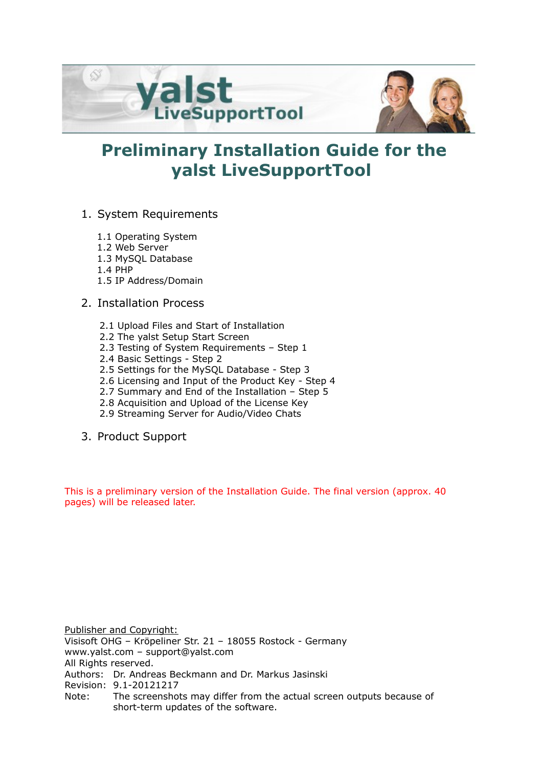# Preliminary Installation Guide for the yalst LiveSupportTool

1. System Requirements

   1.1 Operating System
   1.2 Web Server
   1.3 MySQL Database
   1.4 PHP
   1.5 IP Address/Domain

2. Installation Process

   2.1 Upload Files and Start of Installation
   2.2 The yalst Setup Start Screen
   2.3 Testing of System Requirements – Step 1
   2.4 Basic Settings - Step 2
   2.5 Settings for the MySQL Database - Step 3
   2.6 Licensing and Input of the Product Key - Step 4
   2.7 Summary and End of the Installation – Step 5
   2.8 Acquisition and Upload of the License Key
   2.9 Streaming Server for Audio/Video Chats

3. Product Support

This is a preliminary version of the Installation Guide. The final version (approx. 40 pages) will be released later.

Publisher and Copyright:
Visisoft OHG – Kröpeliner Str. 21 – 18055 Rostock - Germany
www.yalst.com – support@yalst.com
All Rights reserved.
Authors: Dr. Andreas Beckmann and Dr. Markus Jasinski
Revision: 9.1-20121217
Note: The screenshots may differ from the actual screen outputs because of short-term updates of the software.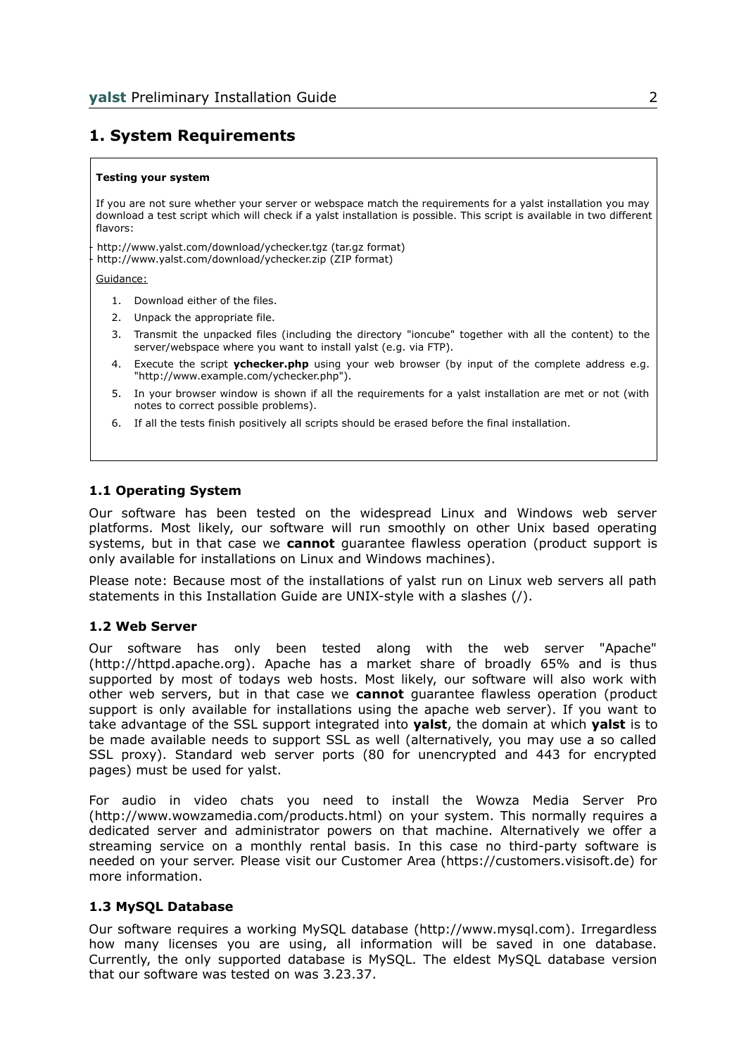## 1. System Requirements

**Testing your system**

If you are not sure whether your server or webspace match the requirements for a yalst installation you may download a test script which will check if a yalst installation is possible. This script is available in two different flavors:

- http://www.yalst.com/download/ychecker.tgz (tar.gz format)
- http://www.yalst.com/download/ychecker.zip (ZIP format)

Guidance:

1. Download either of the files.
2. Unpack the appropriate file.
3. Transmit the unpacked files (including the directory "ioncube" together with all the content) to the server/webspace where you want to install yalst (e.g. via FTP).
4. Execute the script **ychecker.php** using your web browser (by input of the complete address e.g. "http://www.example.com/ychecker.php").
5. In your browser window is shown if all the requirements for a yalst installation are met or not (with notes to correct possible problems).
6. If all the tests finish positively all scripts should be erased before the final installation.

### 1.1 Operating System

Our software has been tested on the widespread Linux and Windows web server platforms. Most likely, our software will run smoothly on other Unix based operating systems, but in that case we **cannot** guarantee flawless operation (product support is only available for installations on Linux and Windows machines).

Please note: Because most of the installations of yalst run on Linux web servers all path statements in this Installation Guide are UNIX-style with a slashes (/).

### 1.2 Web Server

Our software has only been tested along with the web server "Apache" (http://httpd.apache.org). Apache has a market share of broadly 65% and is thus supported by most of todays web hosts. Most likely, our software will also work with other web servers, but in that case we **cannot** guarantee flawless operation (product support is only available for installations using the apache web server). If you want to take advantage of the SSL support integrated into **yalst**, the domain at which **yalst** is to be made available needs to support SSL as well (alternatively, you may use a so called SSL proxy). Standard web server ports (80 for unencrypted and 443 for encrypted pages) must be used for yalst.

For audio in video chats you need to install the Wowza Media Server Pro (http://www.wowzamedia.com/products.html) on your system. This normally requires a dedicated server and administrator powers on that machine. Alternatively we offer a streaming service on a monthly rental basis. In this case no third-party software is needed on your server. Please visit our Customer Area (https://customers.visisoft.de) for more information.

### 1.3 MySQL Database

Our software requires a working MySQL database (http://www.mysql.com). Irregardless how many licenses you are using, all information will be saved in one database. Currently, the only supported database is MySQL. The eldest MySQL database version that our software was tested on was 3.23.37.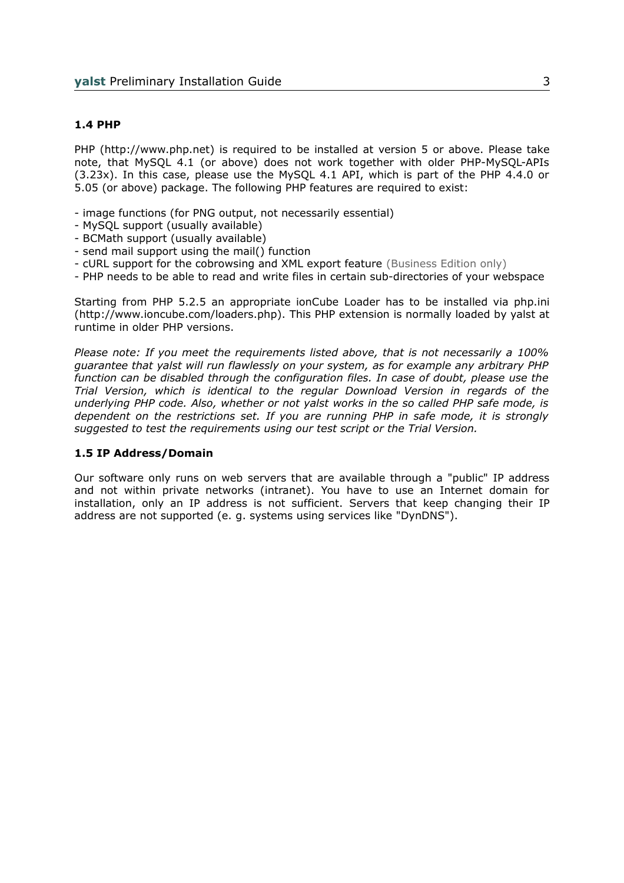### 1.4 PHP

PHP (http://www.php.net) is required to be installed at version 5 or above. Please take note, that MySQL 4.1 (or above) does not work together with older PHP-MySQL-APIs (3.23x). In this case, please use the MySQL 4.1 API, which is part of the PHP 4.4.0 or 5.05 (or above) package. The following PHP features are required to exist:

- image functions (for PNG output, not necessarily essential)
- MySQL support (usually available)
- BCMath support (usually available)
- send mail support using the mail() function
- cURL support for the cobrowsing and XML export feature (Business Edition only)
- PHP needs to be able to read and write files in certain sub-directories of your webspace

Starting from PHP 5.2.5 an appropriate ionCube Loader has to be installed via php.ini (http://www.ioncube.com/loaders.php). This PHP extension is normally loaded by yalst at runtime in older PHP versions.

*Please note: If you meet the requirements listed above, that is not necessarily a 100% guarantee that yalst will run flawlessly on your system, as for example any arbitrary PHP function can be disabled through the configuration files. In case of doubt, please use the Trial Version, which is identical to the regular Download Version in regards of the underlying PHP code. Also, whether or not yalst works in the so called PHP safe mode, is dependent on the restrictions set. If you are running PHP in safe mode, it is strongly suggested to test the requirements using our test script or the Trial Version.*

### 1.5 IP Address/Domain

Our software only runs on web servers that are available through a "public" IP address and not within private networks (intranet). You have to use an Internet domain for installation, only an IP address is not sufficient. Servers that keep changing their IP address are not supported (e. g. systems using services like "DynDNS").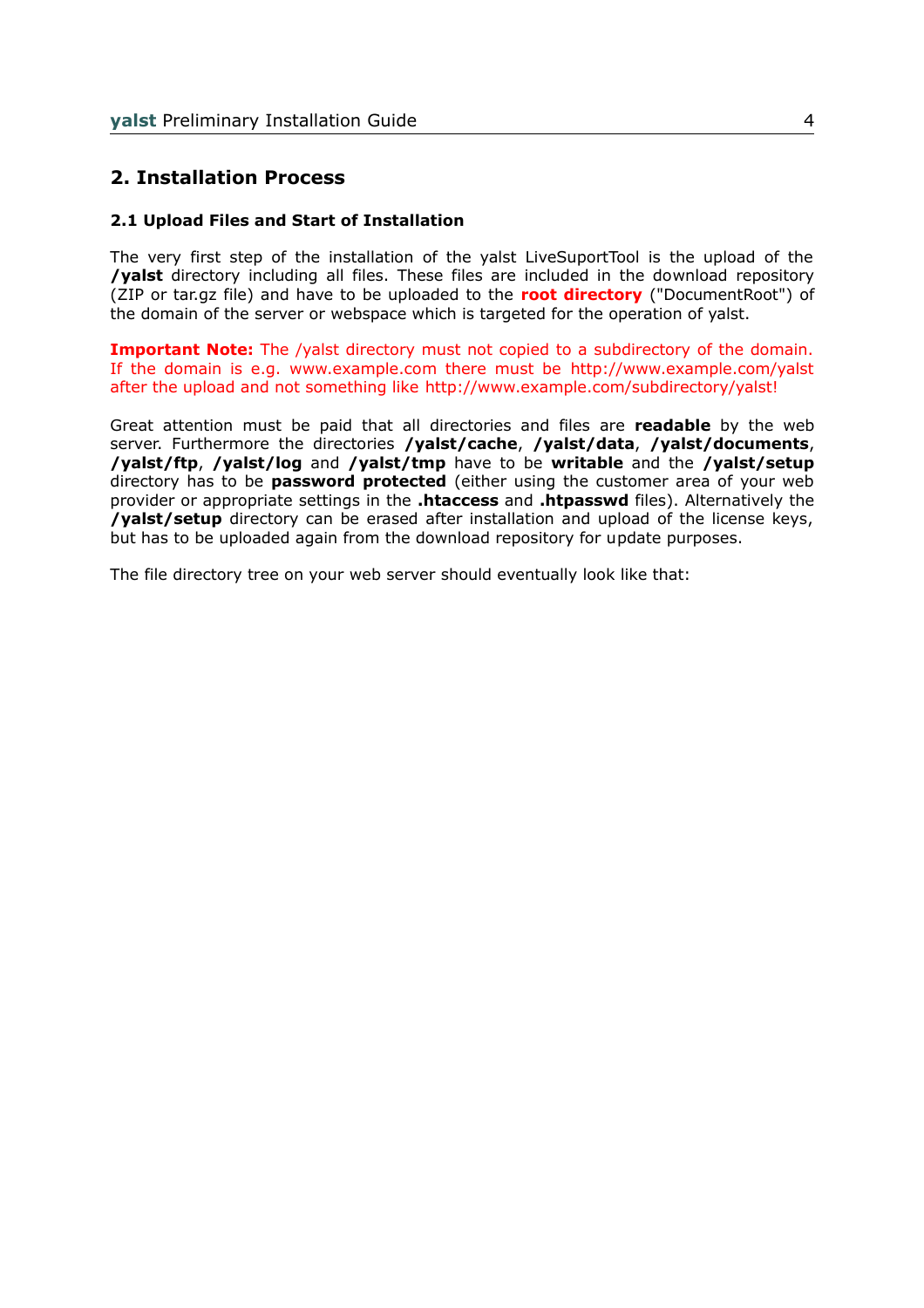# 2. Installation Process

## 2.1 Upload Files and Start of Installation

The very first step of the installation of the yalst LiveSuportTool is the upload of the **/yalst** directory including all files. These files are included in the download repository (ZIP or tar.gz file) and have to be uploaded to the **root directory** ("DocumentRoot") of the domain of the server or webspace which is targeted for the operation of yalst.

**Important Note:** The /yalst directory must not copied to a subdirectory of the domain. If the domain is e.g. www.example.com there must be http://www.example.com/yalst after the upload and not something like http://www.example.com/subdirectory/yalst!

Great attention must be paid that all directories and files are **readable** by the web server. Furthermore the directories **/yalst/cache**, **/yalst/data**, **/yalst/documents**, **/yalst/ftp**, **/yalst/log** and **/yalst/tmp** have to be **writable** and the **/yalst/setup** directory has to be **password protected** (either using the customer area of your web provider or appropriate settings in the **.htaccess** and **.htpasswd** files). Alternatively the **/yalst/setup** directory can be erased after installation and upload of the license keys, but has to be uploaded again from the download repository for update purposes.

The file directory tree on your web server should eventually look like that: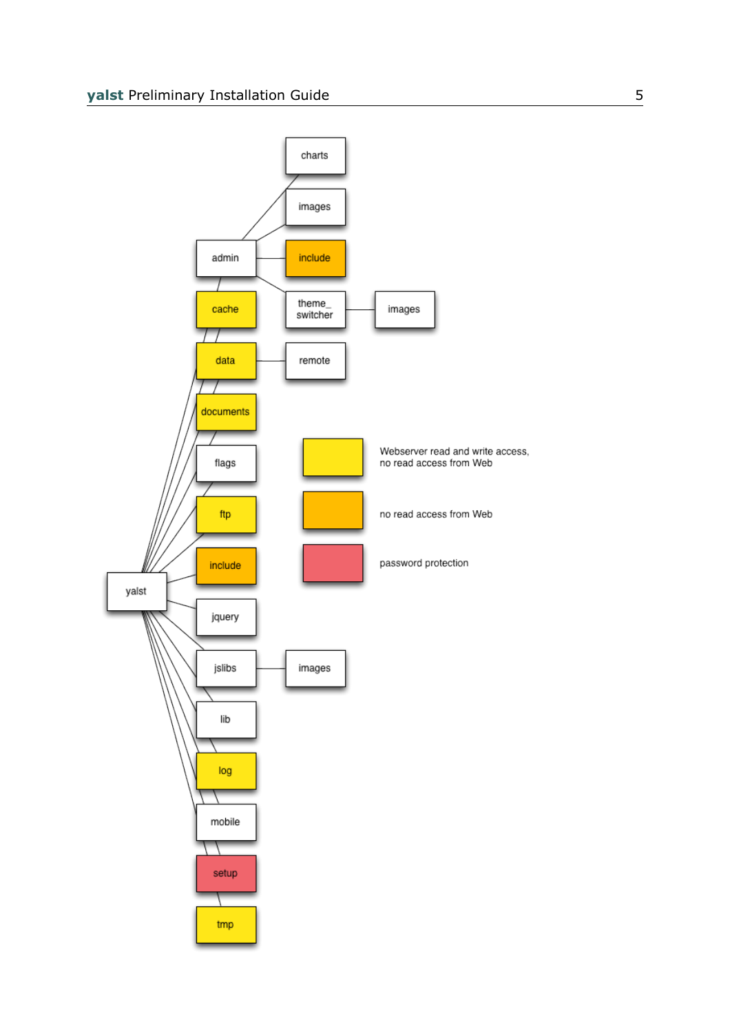- yalst
  - admin
    - charts
    - images
    - include
    - theme_switcher
      - images
  - cache
  - data
    - remote
  - documents
  - flags
  - ftp
  - include
  - jquery
  - jslibs
    - images
  - lib
  - log
  - mobile
  - setup
  - tmp

Webserver read and write access, no read access from Web

no read access from Web

password protection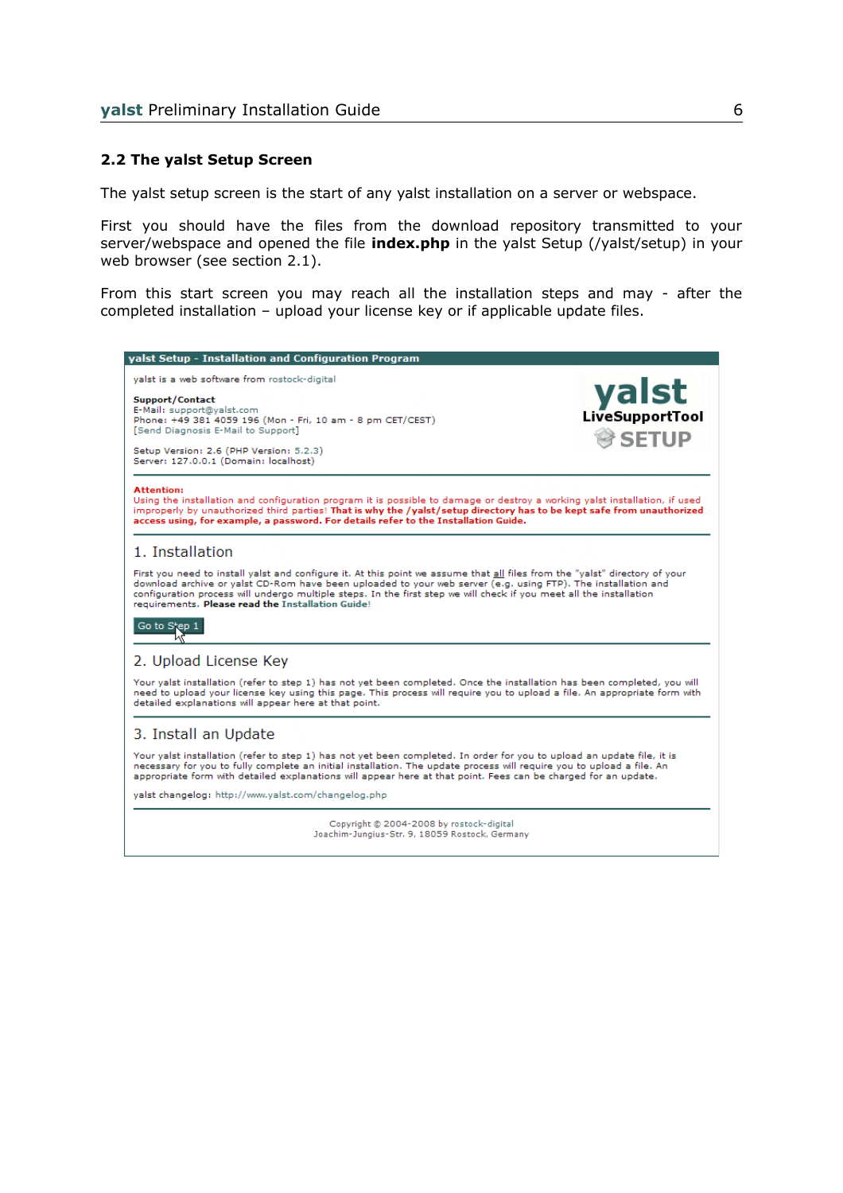## 2.2 The yalst Setup Screen

The yalst setup screen is the start of any yalst installation on a server or webspace.

First you should have the files from the download repository transmitted to your server/webspace and opened the file **index.php** in the yalst Setup (/yalst/setup) in your web browser (see section 2.1).

From this start screen you may reach all the installation steps and may - after the completed installation – upload your license key or if applicable update files.

**yalst Setup - Installation and Configuration Program**

yalst is a web software from rostock-digital

**Support/Contact**
E-Mail: support@yalst.com
Phone: +49 381 4059 196 (Mon - Fri, 10 am - 8 pm CET/CEST)
[Send Diagnosis E-Mail to Support]

Setup Version: 2.6 (PHP Version: 5.2.3)
Server: 127.0.0.1 (Domain: localhost)

yalst LiveSupportTool SETUP

**Attention:**
Using the installation and configuration program it is possible to damage or destroy a working yalst installation, if used improperly by unauthorized third parties! **That is why the /yalst/setup directory has to be kept safe from unauthorized access using, for example, a password. For details refer to the Installation Guide.**

### 1. Installation

First you need to install yalst and configure it. At this point we assume that all files from the "yalst" directory of your download archive or yalst CD-Rom have been uploaded to your web server (e.g. using FTP). The installation and configuration process will undergo multiple steps. In the first step we will check if you meet all the installation requirements. **Please read the** Installation Guide!

Go to Step 1

### 2. Upload License Key

Your yalst installation (refer to step 1) has not yet been completed. Once the installation has been completed, you will need to upload your license key using this page. This process will require you to upload a file. An appropriate form with detailed explanations will appear here at that point.

### 3. Install an Update

Your yalst installation (refer to step 1) has not yet been completed. In order for you to upload an update file, it is necessary for you to fully complete an initial installation. The update process will require you to upload a file. An appropriate form with detailed explanations will appear here at that point. Fees can be charged for an update.

yalst changelog: http://www.yalst.com/changelog.php

Copyright © 2004-2008 by rostock-digital
Joachim-Jungius-Str. 9, 18059 Rostock, Germany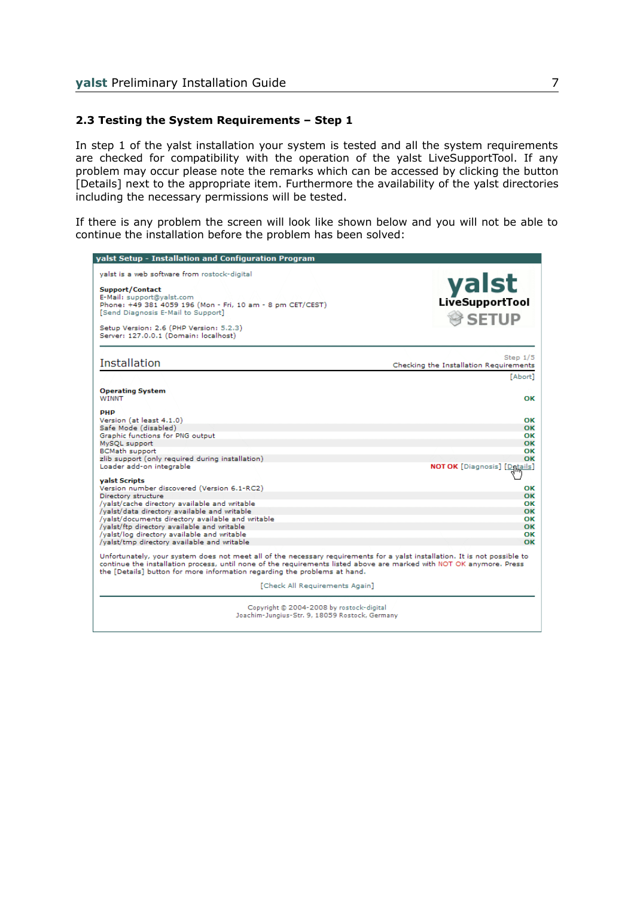## 2.3 Testing the System Requirements – Step 1

In step 1 of the yalst installation your system is tested and all the system requirements are checked for compatibility with the operation of the yalst LiveSupportTool. If any problem may occur please note the remarks which can be accessed by clicking the button [Details] next to the appropriate item. Furthermore the availability of the yalst directories including the necessary permissions will be tested.

If there is any problem the screen will look like shown below and you will not be able to continue the installation before the problem has been solved:

**yalst Setup - Installation and Configuration Program**

yalst is a web software from rostock-digital

**Support/Contact**
E-Mail: support@yalst.com
Phone: +49 381 4059 196 (Mon - Fri, 10 am - 8 pm CET/CEST)
[Send Diagnosis E-Mail to Support]

Setup Version: 2.6 (PHP Version: 5.2.3)
Server: 127.0.0.1 (Domain: localhost)

yalst LiveSupportTool SETUP

**Installation**

Step 1/5
Checking the Installation Requirements
[Abort]

**Operating System**

| | |
|---|---|
| WINNT | OK |

**PHP**

| | |
|---|---|
| Version (at least 4.1.0) | OK |
| Safe Mode (disabled) | OK |
| Graphic functions for PNG output | OK |
| MySQL support | OK |
| BCMath support | OK |
| zlib support (only required during installation) | OK |
| Loader add-on integrable | NOT OK [Diagnosis] [Details] |

**yalst Scripts**

| | |
|---|---|
| Version number discovered (Version 6.1-RC2) | OK |
| Directory structure | OK |
| /yalst/cache directory available and writable | OK |
| /yalst/data directory available and writable | OK |
| /yalst/documents directory available and writable | OK |
| /yalst/ftp directory available and writable | OK |
| /yalst/log directory available and writable | OK |
| /yalst/tmp directory available and writable | OK |

Unfortunately, your system does not meet all of the necessary requirements for a yalst installation. It is not possible to continue the installation process, until none of the requirements listed above are marked with NOT OK anymore. Press the [Details] button for more information regarding the problems at hand.

[Check All Requirements Again]

Copyright © 2004-2008 by rostock-digital
Joachim-Jungius-Str. 9, 18059 Rostock, Germany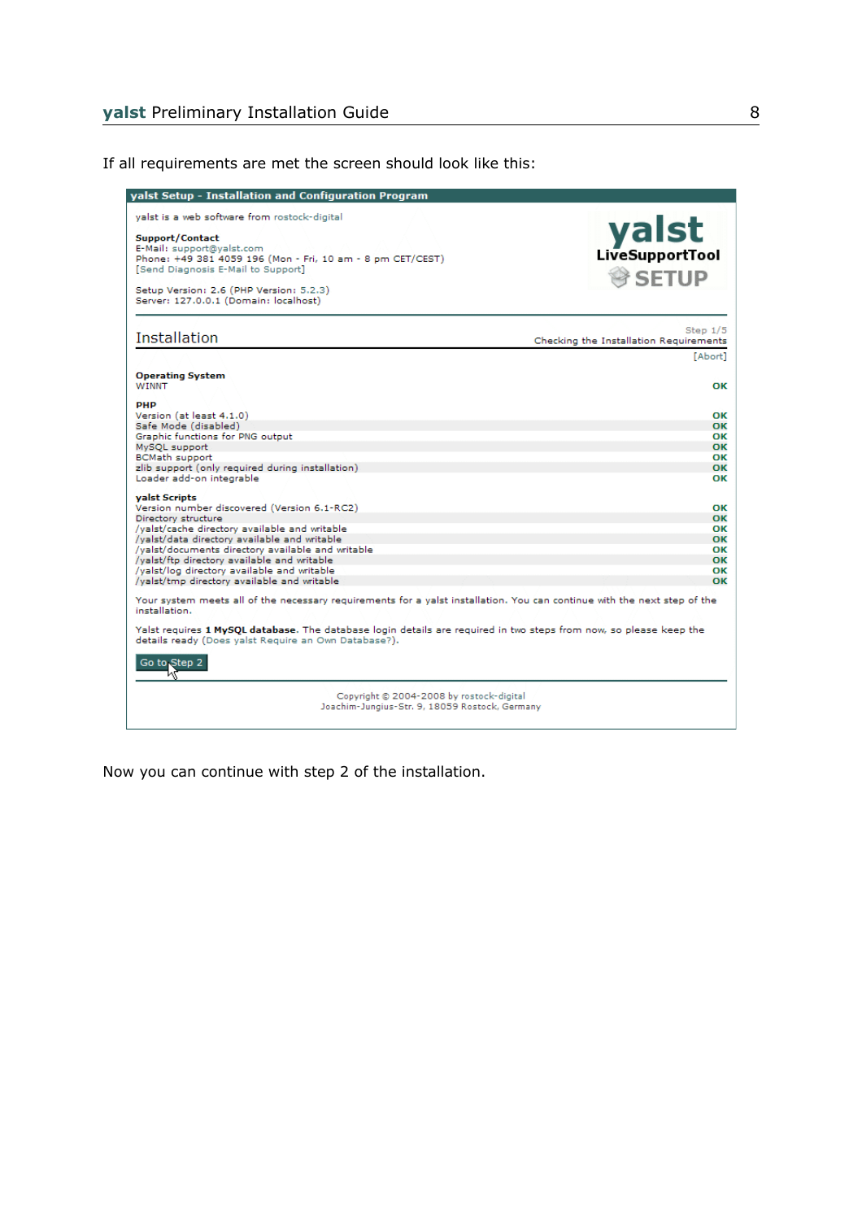If all requirements are met the screen should look like this:

**yalst Setup - Installation and Configuration Program**

yalst is a web software from rostock-digital

**Support/Contact**
E-Mail: support@yalst.com
Phone: +49 381 4059 196 (Mon - Fri, 10 am - 8 pm CET/CEST)
[Send Diagnosis E-Mail to Support]

Setup Version: 2.6 (PHP Version: 5.2.3)
Server: 127.0.0.1 (Domain: localhost)

yalst LiveSupportTool SETUP

## Installation

Step 1/5
Checking the Installation Requirements

[Abort]

| | |
|---|---|
| **Operating System** | |
| WINNT | OK |
| **PHP** | |
| Version (at least 4.1.0) | OK |
| Safe Mode (disabled) | OK |
| Graphic functions for PNG output | OK |
| MySQL support | OK |
| BCMath support | OK |
| zlib support (only required during installation) | OK |
| Loader add-on integrable | OK |
| **yalst Scripts** | |
| Version number discovered (Version 6.1-RC2) | OK |
| Directory structure | OK |
| /yalst/cache directory available and writable | OK |
| /yalst/data directory available and writable | OK |
| /yalst/documents directory available and writable | OK |
| /yalst/ftp directory available and writable | OK |
| /yalst/log directory available and writable | OK |
| /yalst/tmp directory available and writable | OK |

Your system meets all of the necessary requirements for a yalst installation. You can continue with the next step of the installation.

Yalst requires 1 **MySQL database**. The database login details are required in two steps from now, so please keep the details ready (Does yalst Require an Own Database?).

Go to Step 2

Copyright © 2004-2008 by rostock-digital
Joachim-Jungius-Str. 9, 18059 Rostock, Germany

Now you can continue with step 2 of the installation.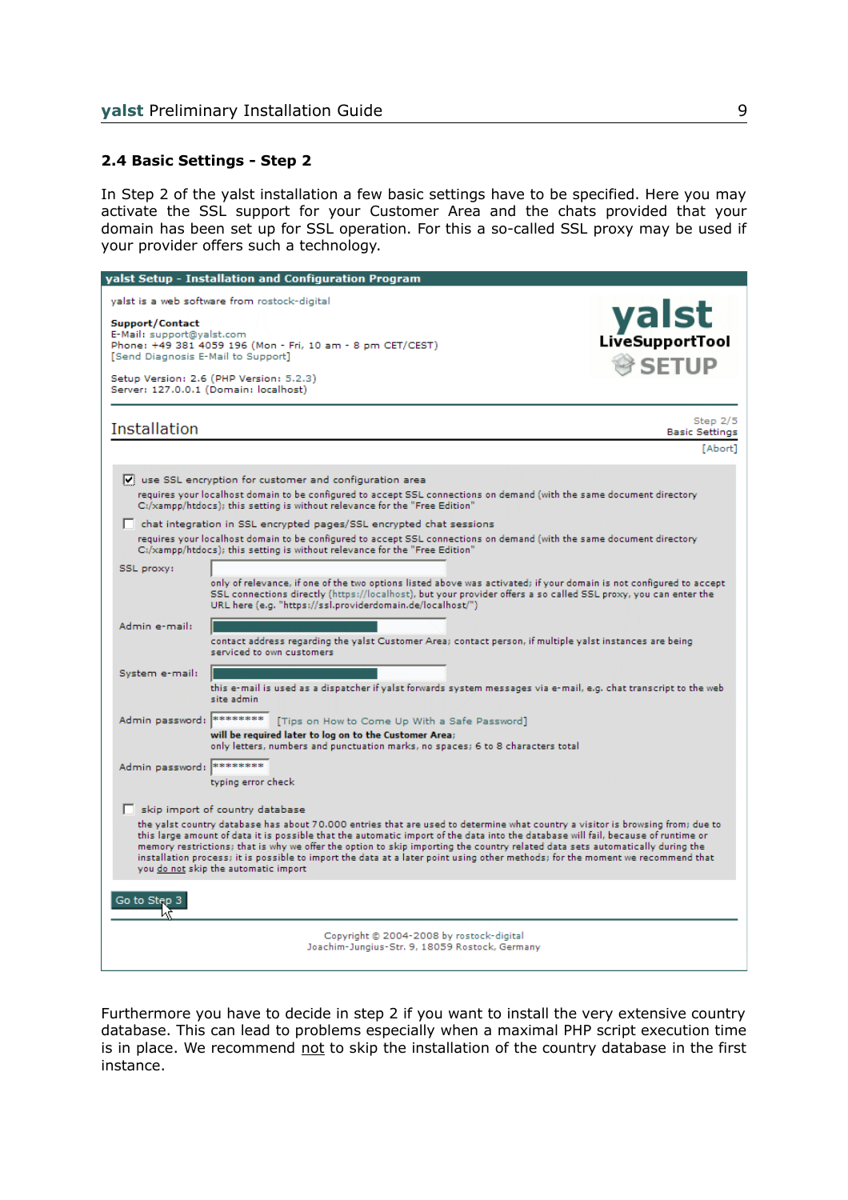### 2.4 Basic Settings - Step 2

In Step 2 of the yalst installation a few basic settings have to be specified. Here you may activate the SSL support for your Customer Area and the chats provided that your domain has been set up for SSL operation. For this a so-called SSL proxy may be used if your provider offers such a technology.

**yalst Setup - Installation and Configuration Program**

yalst is a web software from rostock-digital

**Support/Contact**
E-Mail: support@yalst.com
Phone: +49 381 4059 196 (Mon - Fri, 10 am - 8 pm CET/CEST)
[Send Diagnosis E-Mail to Support]

Setup Version: 2.6 (PHP Version: 5.2.3)
Server: 127.0.0.1 (Domain: localhost)

yalst LiveSupportTool SETUP

Installation

Step 2/5
Basic Settings
[Abort]

☑ use SSL encryption for customer and configuration area
requires your localhost domain to be configured to accept SSL connections on demand (with the same document directory C:/xampp/htdocs); this setting is without relevance for the "Free Edition"

☐ chat integration in SSL encrypted pages/SSL encrypted chat sessions
requires your localhost domain to be configured to accept SSL connections on demand (with the same document directory C:/xampp/htdocs); this setting is without relevance for the "Free Edition"

SSL proxy:
only of relevance, if one of the two options listed above was activated; if your domain is not configured to accept SSL connections directly (https://localhost), but your provider offers a so called SSL proxy, you can enter the URL here (e.g. "https://ssl.providerdomain.de/localhost/")

Admin e-mail:
contact address regarding the yalst Customer Area; contact person, if multiple yalst instances are being serviced to own customers

System e-mail:
this e-mail is used as a dispatcher if yalst forwards system messages via e-mail, e.g. chat transcript to the web site admin

Admin password: ******** [Tips on How to Come Up With a Safe Password]
**will be required later to log on to the Customer Area**;
only letters, numbers and punctuation marks, no spaces; 6 to 8 characters total

Admin password: ********
typing error check

☐ skip import of country database
the yalst country database has about 70.000 entries that are used to determine what country a visitor is browsing from; due to this large amount of data it is possible that the automatic import of the data into the database will fail, because of runtime or memory restrictions; that is why we offer the option to skip importing the country related data sets automatically during the installation process; it is possible to import the data at a later point using other methods; for the moment we recommend that you do not skip the automatic import

Go to Step 3

Copyright © 2004-2008 by rostock-digital
Joachim-Jungius-Str. 9, 18059 Rostock, Germany

Furthermore you have to decide in step 2 if you want to install the very extensive country database. This can lead to problems especially when a maximal PHP script execution time is in place. We recommend not to skip the installation of the country database in the first instance.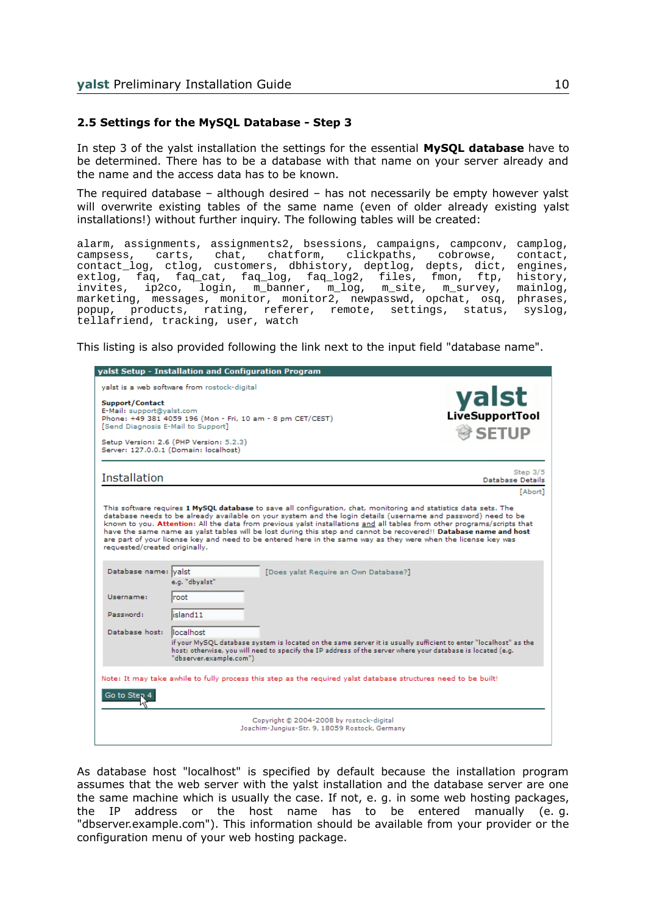## 2.5 Settings for the MySQL Database - Step 3

In step 3 of the yalst installation the settings for the essential **MySQL database** have to be determined. There has to be a database with that name on your server already and the name and the access data has to be known.

The required database – although desired – has not necessarily be empty however yalst will overwrite existing tables of the same name (even of older already existing yalst installations!) without further inquiry. The following tables will be created:

```
alarm, assignments, assignments2, bsessions, campaigns, campconv, camplog,
campsess, carts, chat, chatform, clickpaths, cobrowse, contact,
contact_log, ctlog, customers, dbhistory, deptlog, depts, dict, engines,
extlog, faq, faq_cat, faq_log, faq_log2, files, fmon, ftp, history,
invites, ip2co, login, m_banner, m_log, m_site, m_survey, mainlog,
marketing, messages, monitor, monitor2, newpasswd, opchat, osq, phrases,
popup, products, rating, referer, remote, settings, status, syslog,
tellafriend, tracking, user, watch
```

This listing is also provided following the link next to the input field "database name".

**yalst Setup - Installation and Configuration Program**

yalst is a web software from rostock-digital

**Support/Contact**
E-Mail: support@yalst.com
Phone: +49 381 4059 196 (Mon - Fri, 10 am - 8 pm CET/CEST)
[Send Diagnosis E-Mail to Support]

Setup Version: 2.6 (PHP Version: 5.2.3)
Server: 127.0.0.1 (Domain: localhost)

yalst LiveSupportTool SETUP

Installation — Step 3/5 Database Details

[Abort]

This software requires **1 MySQL database** to save all configuration, chat, monitoring and statistics data sets. The database needs to be already available on your system and the login details (username and password) need to be known to you. **Attention:** All the data from previous yalst installations and all tables from other programs/scripts that have the same name as yalst tables will be lost during this step and cannot be recovered!! **Database name and host** are part of your license key and need to be entered here in the same way as they were when the license key was requested/created originally.

| | | |
|---|---|---|
| Database name: | yalst (e.g. "dbyalst") | [Does yalst Require an Own Database?] |
| Username: | root | |
| Password: | island11 | |
| Database host: | localhost (if your MySQL database system is located on the same server it is usually sufficient to enter "localhost" as the host; otherwise, you will need to specify the IP address of the server where your database is located (e.g. "dbserver.example.com")) | |

Note: It may take awhile to fully process this step as the required yalst database structures need to be built!

Go to Step 4

Copyright © 2004-2008 by rostock-digital
Joachim-Jungius-Str. 9, 18059 Rostock, Germany

As database host "localhost" is specified by default because the installation program assumes that the web server with the yalst installation and the database server are one the same machine which is usually the case. If not, e. g. in some web hosting packages, the IP address or the host name has to be entered manually (e. g. "dbserver.example.com"). This information should be available from your provider or the configuration menu of your web hosting package.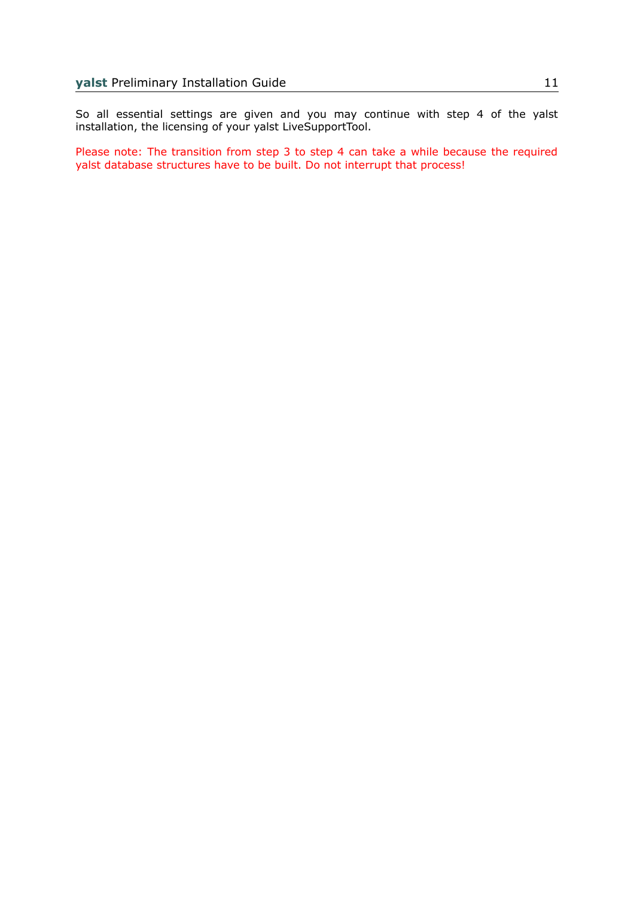So all essential settings are given and you may continue with step 4 of the yalst installation, the licensing of your yalst LiveSupportTool.

Please note: The transition from step 3 to step 4 can take a while because the required yalst database structures have to be built. Do not interrupt that process!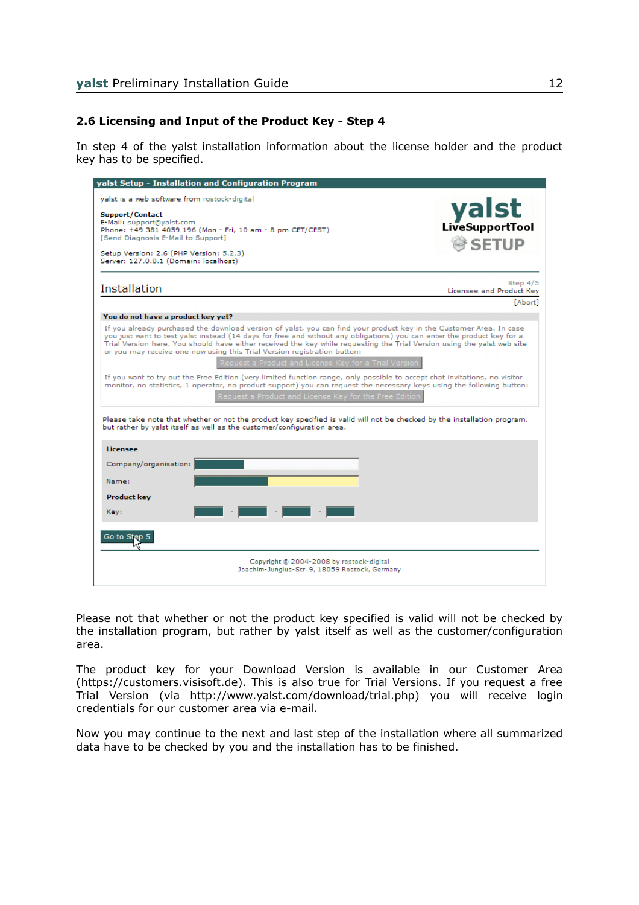## 2.6 Licensing and Input of the Product Key - Step 4

In step 4 of the yalst installation information about the license holder and the product key has to be specified.

yalst Setup - Installation and Configuration Program

yalst is a web software from rostock-digital

**Support/Contact**
E-Mail: support@yalst.com
Phone: +49 381 4059 196 (Mon - Fri, 10 am - 8 pm CET/CEST)
[Send Diagnosis E-Mail to Support]

Setup Version: 2.6 (PHP Version: 5.2.3)
Server: 127.0.0.1 (Domain: localhost)

yalst LiveSupportTool SETUP

Installation

Step 4/5
Licensee and Product Key
[Abort]

**You do not have a product key yet?**

If you already purchased the download version of yalst, you can find your product key in the Customer Area. In case you just want to test yalst instead (14 days for free and without any obligations) you can enter the product key for a Trial Version here. You should have either received the key while requesting the Trial Version using the yalst web site or you may receive one now using this Trial Version registration button:

Request a Product and License Key for a Trial Version

If you want to try out the Free Edition (very limited function range, only possible to accept chat invitations, no visitor monitor, no statistics, 1 operator, no product support) you can request the necessary keys using the following button:

Request a Product and License Key for the Free Edition

Please take note that whether or not the product key specified is valid will not be checked by the installation program, but rather by yalst itself as well as the customer/configuration area.

**Licensee**

Company/organisation:

Name:

**Product key**

Key: - - -

Go to Step 5

Copyright © 2004-2008 by rostock-digital
Joachim-Jungius-Str. 9, 18059 Rostock, Germany

Please not that whether or not the product key specified is valid will not be checked by the installation program, but rather by yalst itself as well as the customer/configuration area.

The product key for your Download Version is available in our Customer Area (https://customers.visisoft.de). This is also true for Trial Versions. If you request a free Trial Version (via http://www.yalst.com/download/trial.php) you will receive login credentials for our customer area via e-mail.

Now you may continue to the next and last step of the installation where all summarized data have to be checked by you and the installation has to be finished.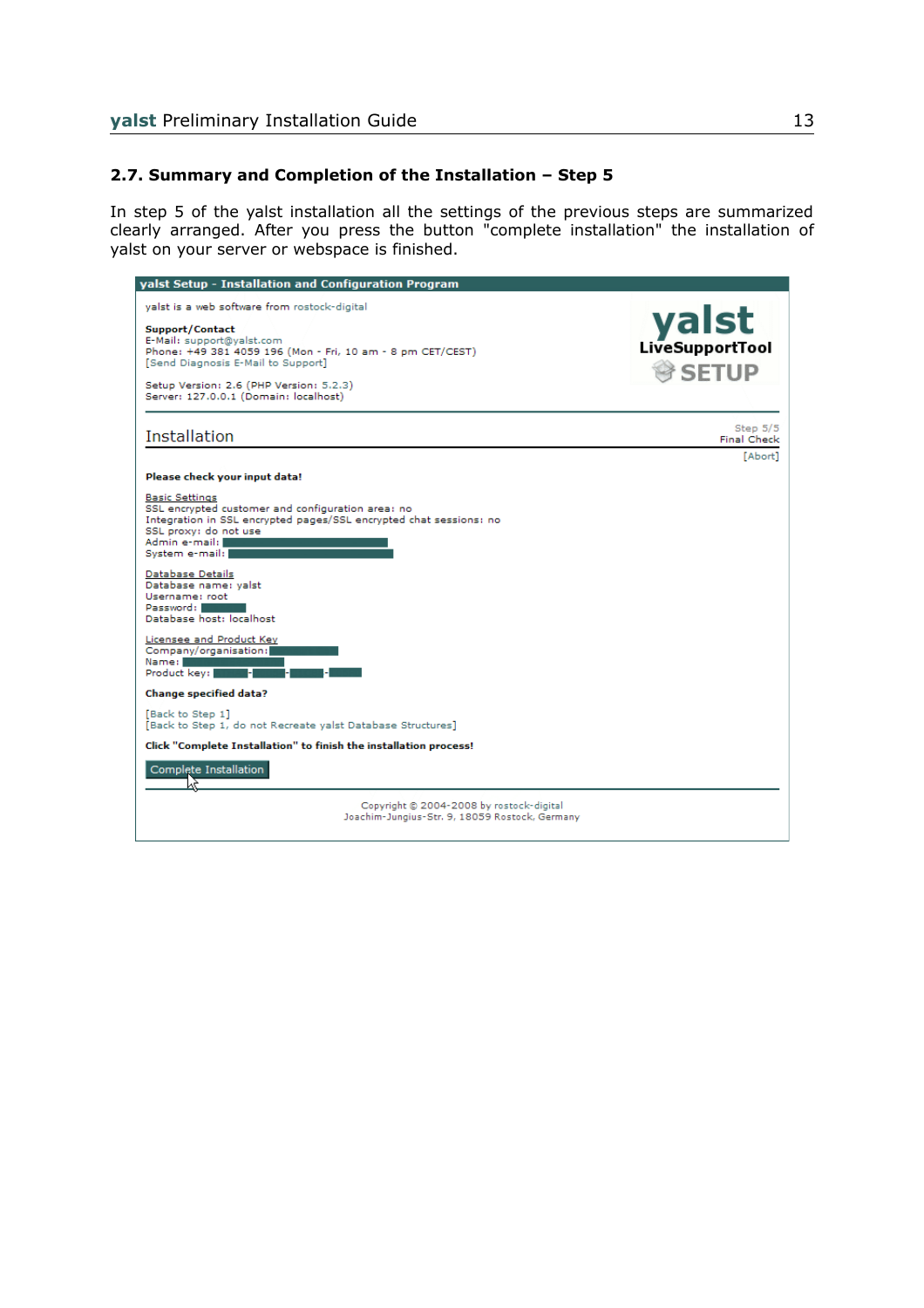## 2.7. Summary and Completion of the Installation – Step 5

In step 5 of the yalst installation all the settings of the previous steps are summarized clearly arranged. After you press the button "complete installation" the installation of yalst on your server or webspace is finished.

**yalst Setup - Installation and Configuration Program**

yalst is a web software from rostock-digital

**Support/Contact**
E-Mail: support@yalst.com
Phone: +49 381 4059 196 (Mon - Fri, 10 am - 8 pm CET/CEST)
[Send Diagnosis E-Mail to Support]

Setup Version: 2.6 (PHP Version: 5.2.3)
Server: 127.0.0.1 (Domain: localhost)

yalst LiveSupportTool SETUP

Installation

Step 5/5
Final Check

[Abort]

**Please check your input data!**

Basic Settings
SSL encrypted customer and configuration area: no
Integration in SSL encrypted pages/SSL encrypted chat sessions: no
SSL proxy: do not use
Admin e-mail:
System e-mail:

Database Details
Database name: yalst
Username: root
Password:
Database host: localhost

Licensee and Product Key
Company/organisation:
Name:
Product key: - - -

**Change specified data?**

[Back to Step 1]
[Back to Step 1, do not Recreate yalst Database Structures]

**Click "Complete Installation" to finish the installation process!**

Complete Installation

Copyright © 2004-2008 by rostock-digital
Joachim-Jungius-Str. 9, 18059 Rostock, Germany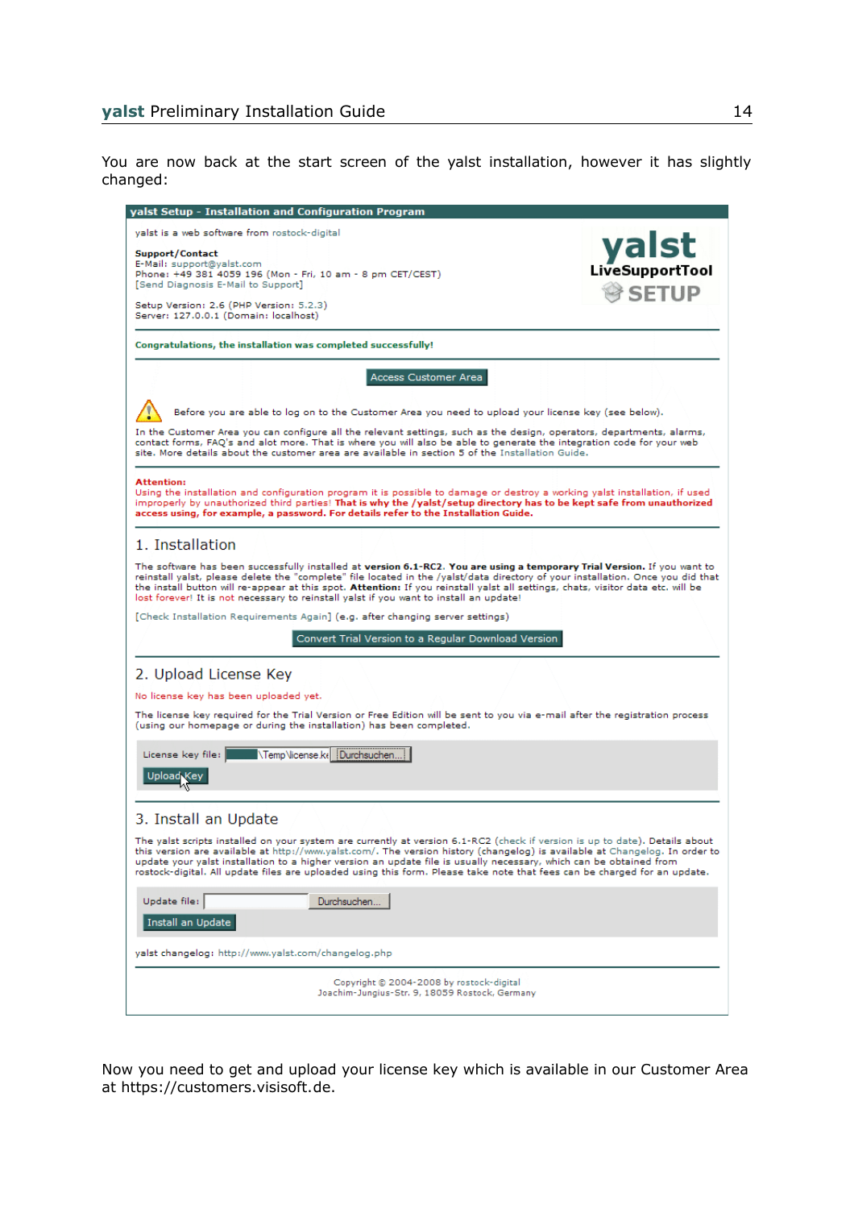You are now back at the start screen of the yalst installation, however it has slightly changed:

**yalst Setup - Installation and Configuration Program**

yalst is a web software from rostock-digital

**Support/Contact**
E-Mail: support@yalst.com
Phone: +49 381 4059 196 (Mon - Fri, 10 am - 8 pm CET/CEST)
[Send Diagnosis E-Mail to Support]

Setup Version: 2.6 (PHP Version: 5.2.3)
Server: 127.0.0.1 (Domain: localhost)

yalst LiveSupportTool SETUP

**Congratulations, the installation was completed successfully!**

Access Customer Area

Before you are able to log on to the Customer Area you need to upload your license key (see below).

In the Customer Area you can configure all the relevant settings, such as the design, operators, departments, alarms, contact forms, FAQ's and alot more. That is where you will also be able to generate the integration code for your web site. More details about the customer area are available in section 5 of the Installation Guide.

**Attention:**
Using the installation and configuration program it is possible to damage or destroy a working yalst installation, if used improperly by unauthorized third parties! **That is why the /yalst/setup directory has to be kept safe from unauthorized access using, for example, a password. For details refer to the Installation Guide.**

## 1. Installation

The software has been successfully installed **at version 6.1-RC2. You are using a temporary Trial Version.** If you want to reinstall yalst, please delete the "complete" file located in the /yalst/data directory of your installation. Once you did that the install button will re-appear at this spot. **Attention:** If you reinstall yalst all settings, chats, visitor data etc. will be lost forever! It is not necessary to reinstall yalst if you want to install an update!

[Check Installation Requirements Again] (e.g. after changing server settings)

Convert Trial Version to a Regular Download Version

## 2. Upload License Key

No license key has been uploaded yet.

The license key required for the Trial Version or Free Edition will be sent to you via e-mail after the registration process (using our homepage or during the installation) has been completed.

License key file: \Temp\license.ke Durchsuchen...

Upload Key

## 3. Install an Update

The yalst scripts installed on your system are currently at version 6.1-RC2 (check if version is up to date). Details about this version are available at http://www.yalst.com/. The version history (changelog) is available at Changelog. In order to update your yalst installation to a higher version an update file is usually necessary, which can be obtained from rostock-digital. All update files are uploaded using this form. Please take note that fees can be charged for an update.

Update file: Durchsuchen...

Install an Update

yalst changelog: http://www.yalst.com/changelog.php

Copyright © 2004-2008 by rostock-digital
Joachim-Jungius-Str. 9, 18059 Rostock, Germany

Now you need to get and upload your license key which is available in our Customer Area at https://customers.visisoft.de.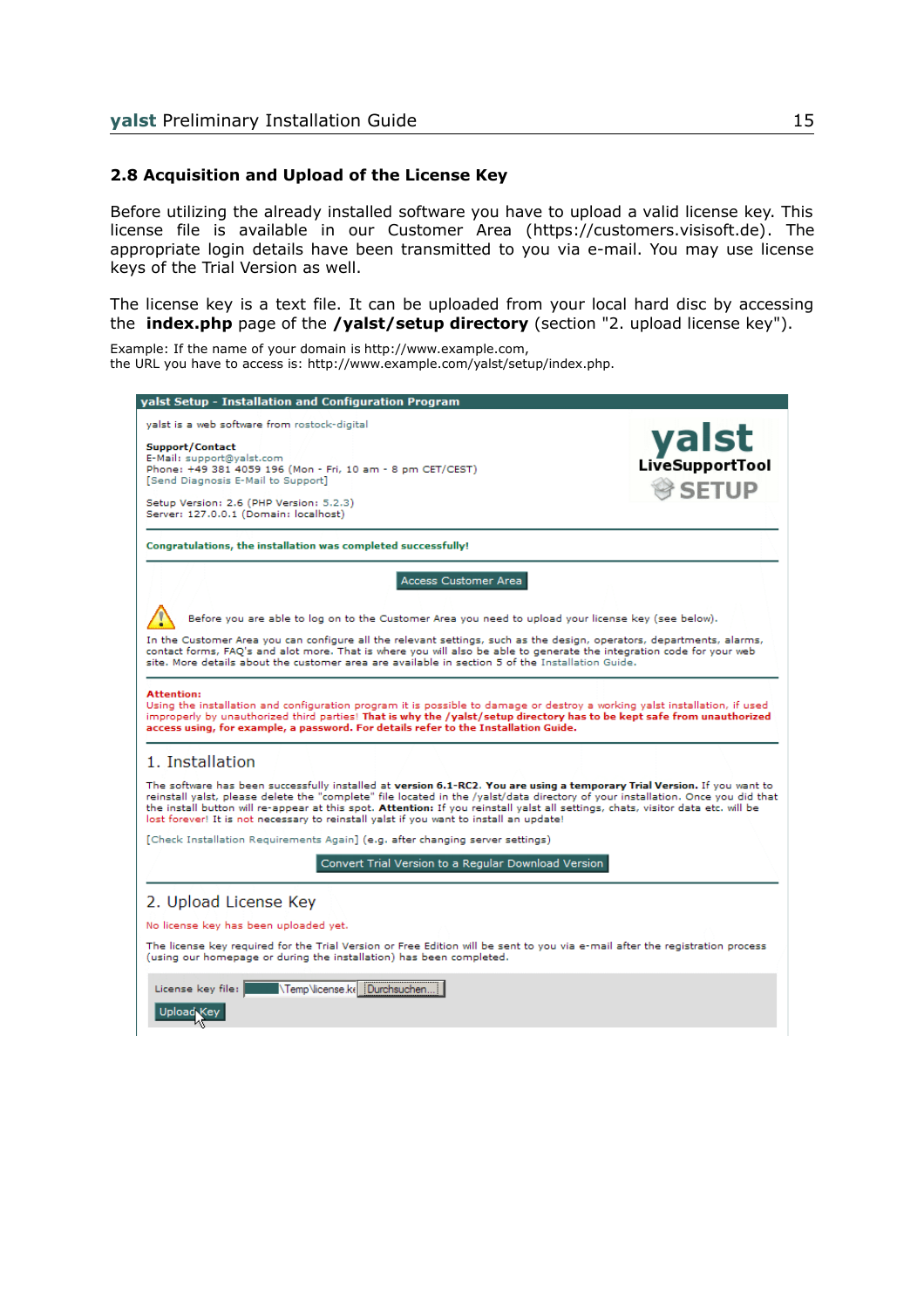## 2.8 Acquisition and Upload of the License Key

Before utilizing the already installed software you have to upload a valid license key. This license file is available in our Customer Area (https://customers.visisoft.de). The appropriate login details have been transmitted to you via e-mail. You may use license keys of the Trial Version as well.

The license key is a text file. It can be uploaded from your local hard disc by accessing the **index.php** page of the **/yalst/setup directory** (section "2. upload license key").

Example: If the name of your domain is http://www.example.com,
the URL you have to access is: http://www.example.com/yalst/setup/index.php.

**yalst Setup - Installation and Configuration Program**

yalst is a web software from rostock-digital

**Support/Contact**
E-Mail: support@yalst.com
Phone: +49 381 4059 196 (Mon - Fri, 10 am - 8 pm CET/CEST)
[Send Diagnosis E-Mail to Support]

Setup Version: 2.6 (PHP Version: 5.2.3)
Server: 127.0.0.1 (Domain: localhost)

yalst LiveSupportTool SETUP

**Congratulations, the installation was completed successfully!**

Access Customer Area

Before you are able to log on to the Customer Area you need to upload your license key (see below).

In the Customer Area you can configure all the relevant settings, such as the design, operators, departments, alarms, contact forms, FAQ's and alot more. That is where you will also be able to generate the integration code for your web site. More details about the customer area are available in section 5 of the Installation Guide.

**Attention:**
Using the installation and configuration program it is possible to damage or destroy a working yalst installation, if used improperly by unauthorized third parties! **That is why the /yalst/setup directory has to be kept safe from unauthorized access using, for example, a password. For details refer to the Installation Guide.**

### 1. Installation

The software has been successfully installed at **version 6.1-RC2. You are using a temporary Trial Version.** If you want to reinstall yalst, please delete the "complete" file located in the /yalst/data directory of your installation. Once you did that the install button will re-appear at this spot. **Attention:** If you reinstall yalst all settings, chats, visitor data etc. will be lost forever! It is not necessary to reinstall yalst if you want to install an update!

[Check Installation Requirements Again] (e.g. after changing server settings)

Convert Trial Version to a Regular Download Version

### 2. Upload License Key

No license key has been uploaded yet.

The license key required for the Trial Version or Free Edition will be sent to you via e-mail after the registration process (using our homepage or during the installation) has been completed.

License key file: \Temp\license.ke Durchsuchen...

Upload Key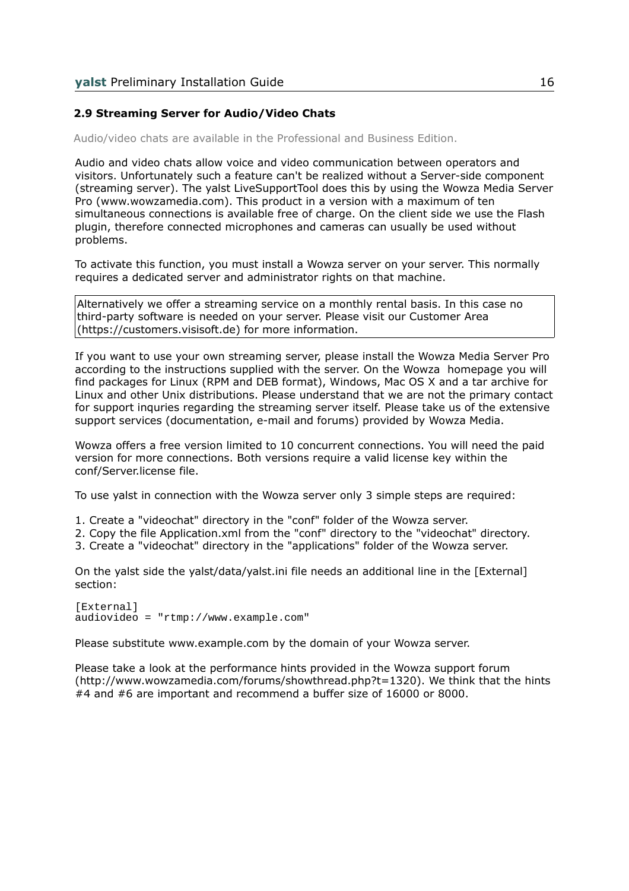## 2.9 Streaming Server for Audio/Video Chats

Audio/video chats are available in the Professional and Business Edition.

Audio and video chats allow voice and video communication between operators and visitors. Unfortunately such a feature can't be realized without a Server-side component (streaming server). The yalst LiveSupportTool does this by using the Wowza Media Server Pro (www.wowzamedia.com). This product in a version with a maximum of ten simultaneous connections is available free of charge. On the client side we use the Flash plugin, therefore connected microphones and cameras can usually be used without problems.

To activate this function, you must install a Wowza server on your server. This normally requires a dedicated server and administrator rights on that machine.

> Alternatively we offer a streaming service on a monthly rental basis. In this case no third-party software is needed on your server. Please visit our Customer Area (https://customers.visisoft.de) for more information.

If you want to use your own streaming server, please install the Wowza Media Server Pro according to the instructions supplied with the server. On the Wowza homepage you will find packages for Linux (RPM and DEB format), Windows, Mac OS X and a tar archive for Linux and other Unix distributions. Please understand that we are not the primary contact for support inquries regarding the streaming server itself. Please take us of the extensive support services (documentation, e-mail and forums) provided by Wowza Media.

Wowza offers a free version limited to 10 concurrent connections. You will need the paid version for more connections. Both versions require a valid license key within the conf/Server.license file.

To use yalst in connection with the Wowza server only 3 simple steps are required:

1. Create a "videochat" directory in the "conf" folder of the Wowza server.
2. Copy the file Application.xml from the "conf" directory to the "videochat" directory.
3. Create a "videochat" directory in the "applications" folder of the Wowza server.

On the yalst side the yalst/data/yalst.ini file needs an additional line in the [External] section:

```
[External]
audiovideo = "rtmp://www.example.com"
```

Please substitute www.example.com by the domain of your Wowza server.

Please take a look at the performance hints provided in the Wowza support forum (http://www.wowzamedia.com/forums/showthread.php?t=1320). We think that the hints #4 and #6 are important and recommend a buffer size of 16000 or 8000.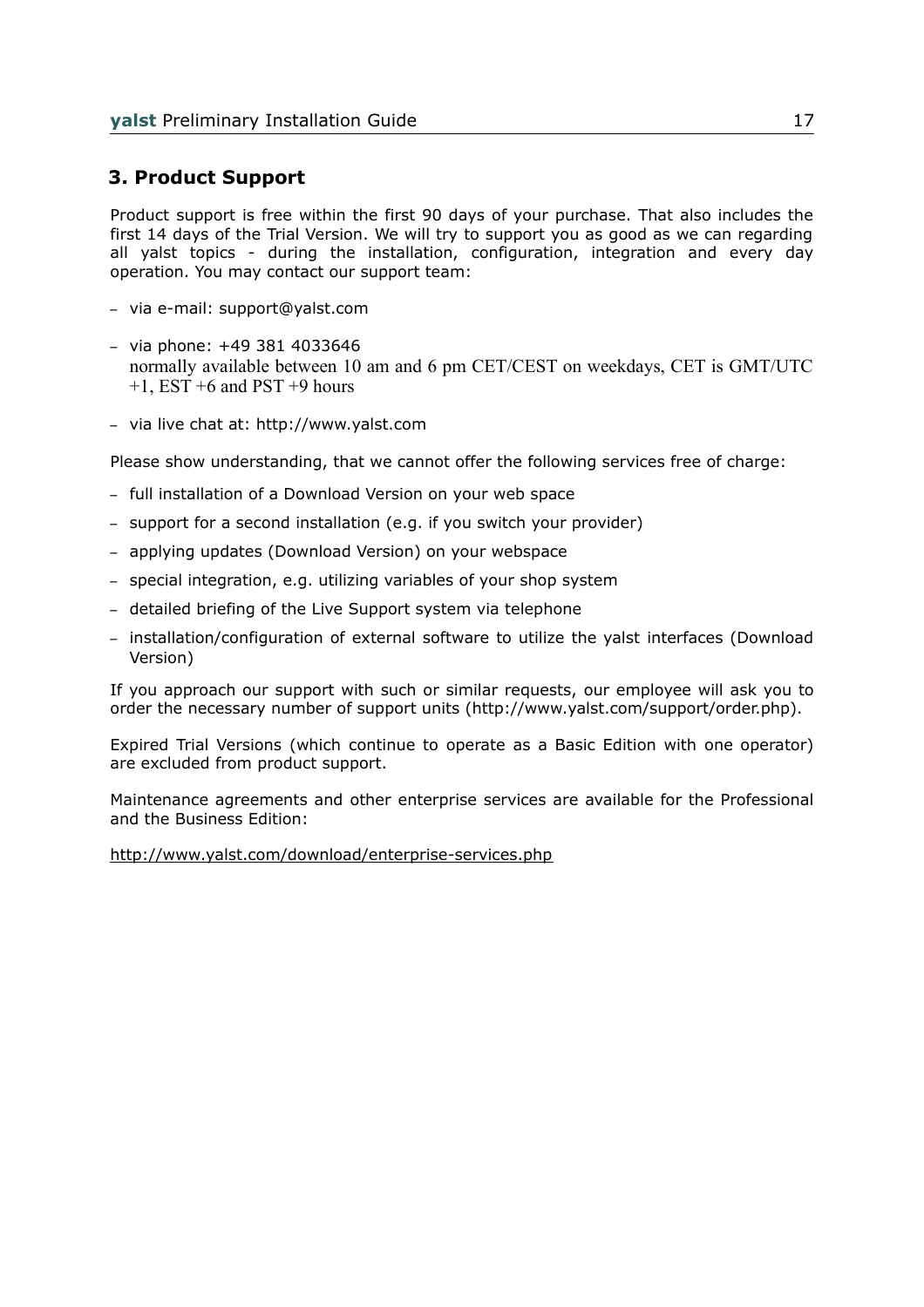## 3. Product Support

Product support is free within the first 90 days of your purchase. That also includes the first 14 days of the Trial Version. We will try to support you as good as we can regarding all yalst topics - during the installation, configuration, integration and every day operation. You may contact our support team:

- via e-mail: support@yalst.com
- via phone: +49 381 4033646
  normally available between 10 am and 6 pm CET/CEST on weekdays, CET is GMT/UTC +1, EST +6 and PST +9 hours
- via live chat at: http://www.yalst.com

Please show understanding, that we cannot offer the following services free of charge:

- full installation of a Download Version on your web space
- support for a second installation (e.g. if you switch your provider)
- applying updates (Download Version) on your webspace
- special integration, e.g. utilizing variables of your shop system
- detailed briefing of the Live Support system via telephone
- installation/configuration of external software to utilize the yalst interfaces (Download Version)

If you approach our support with such or similar requests, our employee will ask you to order the necessary number of support units (http://www.yalst.com/support/order.php).

Expired Trial Versions (which continue to operate as a Basic Edition with one operator) are excluded from product support.

Maintenance agreements and other enterprise services are available for the Professional and the Business Edition:

http://www.yalst.com/download/enterprise-services.php